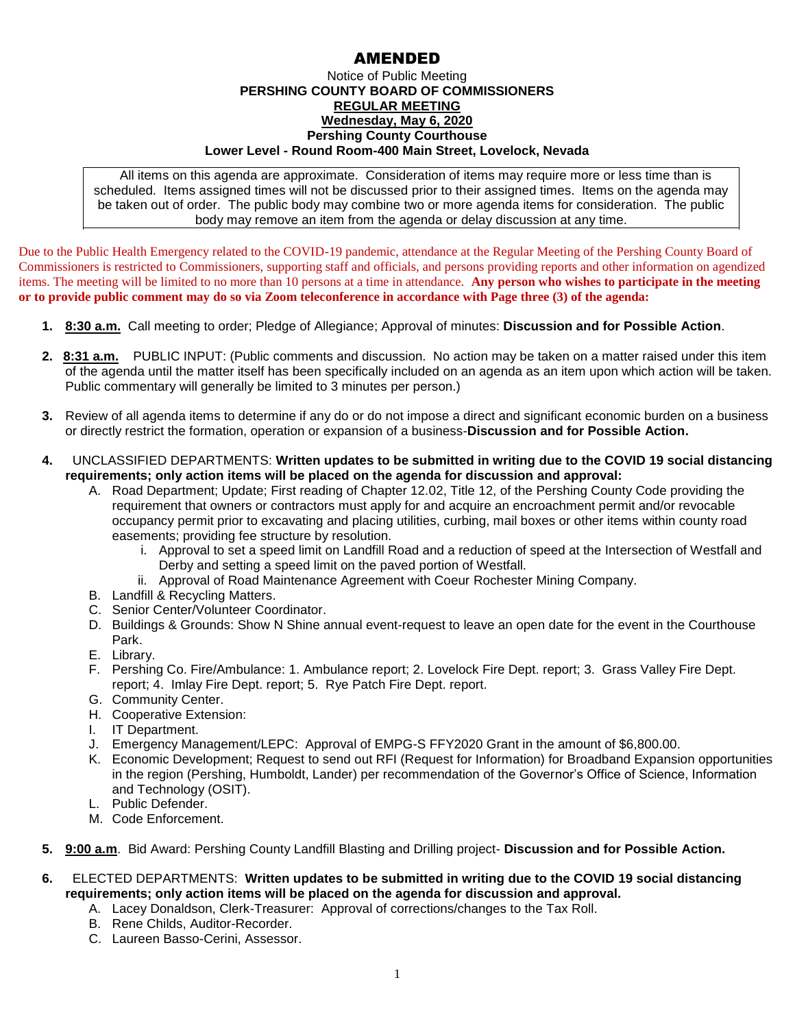# AMENDED

Notice of Public Meeting
**PERSHING COUNTY BOARD OF COMMISSIONERS**
**REGULAR MEETING**
**Wednesday, May 6, 2020**
**Pershing County Courthouse**
**Lower Level - Round Room-400 Main Street, Lovelock, Nevada**

All items on this agenda are approximate. Consideration of items may require more or less time than is scheduled. Items assigned times will not be discussed prior to their assigned times. Items on the agenda may be taken out of order. The public body may combine two or more agenda items for consideration. The public body may remove an item from the agenda or delay discussion at any time.

Due to the Public Health Emergency related to the COVID-19 pandemic, attendance at the Regular Meeting of the Pershing County Board of Commissioners is restricted to Commissioners, supporting staff and officials, and persons providing reports and other information on agendized items. The meeting will be limited to no more than 10 persons at a time in attendance. **Any person who wishes to participate in the meeting or to provide public comment may do so via Zoom teleconference in accordance with Page three (3) of the agenda:**

1. **8:30 a.m.** Call meeting to order; Pledge of Allegiance; Approval of minutes: **Discussion and for Possible Action**.

2. **8:31 a.m.** PUBLIC INPUT: (Public comments and discussion. No action may be taken on a matter raised under this item of the agenda until the matter itself has been specifically included on an agenda as an item upon which action will be taken. Public commentary will generally be limited to 3 minutes per person.)

3. Review of all agenda items to determine if any do or do not impose a direct and significant economic burden on a business or directly restrict the formation, operation or expansion of a business-**Discussion and for Possible Action.**

4. UNCLASSIFIED DEPARTMENTS: **Written updates to be submitted in writing due to the COVID 19 social distancing requirements; only action items will be placed on the agenda for discussion and approval:**
   A. Road Department; Update; First reading of Chapter 12.02, Title 12, of the Pershing County Code providing the requirement that owners or contractors must apply for and acquire an encroachment permit and/or revocable occupancy permit prior to excavating and placing utilities, curbing, mail boxes or other items within county road easements; providing fee structure by resolution.
      i. Approval to set a speed limit on Landfill Road and a reduction of speed at the Intersection of Westfall and Derby and setting a speed limit on the paved portion of Westfall.
      ii. Approval of Road Maintenance Agreement with Coeur Rochester Mining Company.
   B. Landfill & Recycling Matters.
   C. Senior Center/Volunteer Coordinator.
   D. Buildings & Grounds: Show N Shine annual event-request to leave an open date for the event in the Courthouse Park.
   E. Library.
   F. Pershing Co. Fire/Ambulance: 1. Ambulance report; 2. Lovelock Fire Dept. report; 3. Grass Valley Fire Dept. report; 4. Imlay Fire Dept. report; 5. Rye Patch Fire Dept. report.
   G. Community Center.
   H. Cooperative Extension:
   I. IT Department.
   J. Emergency Management/LEPC: Approval of EMPG-S FFY2020 Grant in the amount of $6,800.00.
   K. Economic Development; Request to send out RFI (Request for Information) for Broadband Expansion opportunities in the region (Pershing, Humboldt, Lander) per recommendation of the Governor's Office of Science, Information and Technology (OSIT).
   L. Public Defender.
   M. Code Enforcement.

5. **9:00 a.m**. Bid Award: Pershing County Landfill Blasting and Drilling project- **Discussion and for Possible Action.**

6. ELECTED DEPARTMENTS: **Written updates to be submitted in writing due to the COVID 19 social distancing requirements; only action items will be placed on the agenda for discussion and approval.**
   A. Lacey Donaldson, Clerk-Treasurer: Approval of corrections/changes to the Tax Roll.
   B. Rene Childs, Auditor-Recorder.
   C. Laureen Basso-Cerini, Assessor.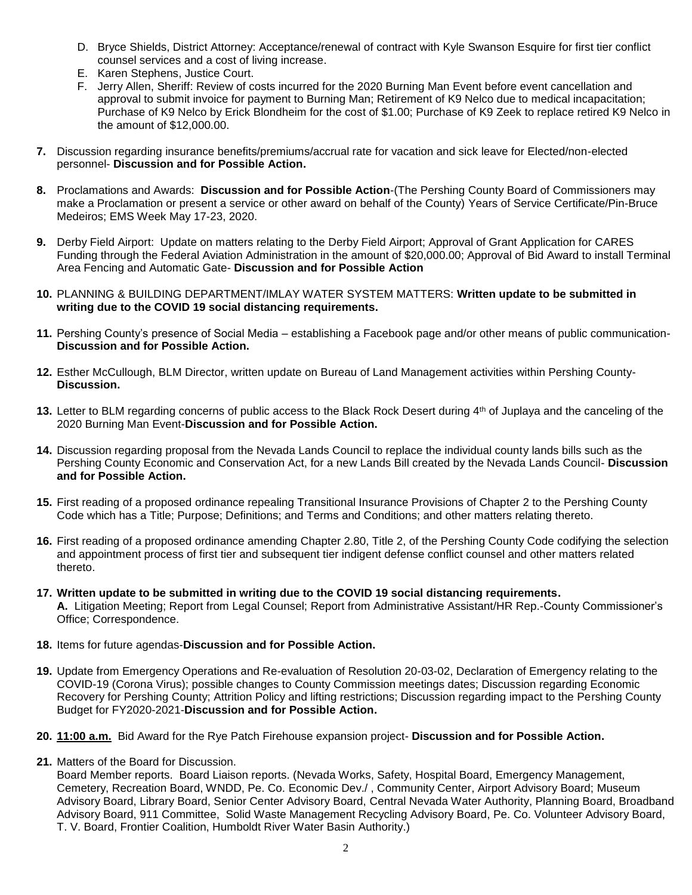D. Bryce Shields, District Attorney: Acceptance/renewal of contract with Kyle Swanson Esquire for first tier conflict counsel services and a cost of living increase.

E. Karen Stephens, Justice Court.

F. Jerry Allen, Sheriff: Review of costs incurred for the 2020 Burning Man Event before event cancellation and approval to submit invoice for payment to Burning Man; Retirement of K9 Nelco due to medical incapacitation; Purchase of K9 Nelco by Erick Blondheim for the cost of $1.00; Purchase of K9 Zeek to replace retired K9 Nelco in the amount of $12,000.00.

**7.** Discussion regarding insurance benefits/premiums/accrual rate for vacation and sick leave for Elected/non-elected personnel- **Discussion and for Possible Action.**

**8.** Proclamations and Awards: **Discussion and for Possible Action**-(The Pershing County Board of Commissioners may make a Proclamation or present a service or other award on behalf of the County) Years of Service Certificate/Pin-Bruce Medeiros; EMS Week May 17-23, 2020.

**9.** Derby Field Airport: Update on matters relating to the Derby Field Airport; Approval of Grant Application for CARES Funding through the Federal Aviation Administration in the amount of $20,000.00; Approval of Bid Award to install Terminal Area Fencing and Automatic Gate- **Discussion and for Possible Action**

**10.** PLANNING & BUILDING DEPARTMENT/IMLAY WATER SYSTEM MATTERS: **Written update to be submitted in writing due to the COVID 19 social distancing requirements.**

**11.** Pershing County's presence of Social Media – establishing a Facebook page and/or other means of public communication- **Discussion and for Possible Action.**

**12.** Esther McCullough, BLM Director, written update on Bureau of Land Management activities within Pershing County- **Discussion.**

**13.** Letter to BLM regarding concerns of public access to the Black Rock Desert during 4th of Juplaya and the canceling of the 2020 Burning Man Event-**Discussion and for Possible Action.**

**14.** Discussion regarding proposal from the Nevada Lands Council to replace the individual county lands bills such as the Pershing County Economic and Conservation Act, for a new Lands Bill created by the Nevada Lands Council- **Discussion and for Possible Action.**

**15.** First reading of a proposed ordinance repealing Transitional Insurance Provisions of Chapter 2 to the Pershing County Code which has a Title; Purpose; Definitions; and Terms and Conditions; and other matters relating thereto.

**16.** First reading of a proposed ordinance amending Chapter 2.80, Title 2, of the Pershing County Code codifying the selection and appointment process of first tier and subsequent tier indigent defense conflict counsel and other matters related thereto.

**17. Written update to be submitted in writing due to the COVID 19 social distancing requirements.**
**A.** Litigation Meeting; Report from Legal Counsel; Report from Administrative Assistant/HR Rep.-County Commissioner's Office; Correspondence.

**18.** Items for future agendas-**Discussion and for Possible Action.**

**19.** Update from Emergency Operations and Re-evaluation of Resolution 20-03-02, Declaration of Emergency relating to the COVID-19 (Corona Virus); possible changes to County Commission meetings dates; Discussion regarding Economic Recovery for Pershing County; Attrition Policy and lifting restrictions; Discussion regarding impact to the Pershing County Budget for FY2020-2021-**Discussion and for Possible Action.**

**20. 11:00 a.m.** Bid Award for the Rye Patch Firehouse expansion project- **Discussion and for Possible Action.**

**21.** Matters of the Board for Discussion.
Board Member reports. Board Liaison reports. (Nevada Works, Safety, Hospital Board, Emergency Management, Cemetery, Recreation Board, WNDD, Pe. Co. Economic Dev./ , Community Center, Airport Advisory Board; Museum Advisory Board, Library Board, Senior Center Advisory Board, Central Nevada Water Authority, Planning Board, Broadband Advisory Board, 911 Committee, Solid Waste Management Recycling Advisory Board, Pe. Co. Volunteer Advisory Board, T. V. Board, Frontier Coalition, Humboldt River Water Basin Authority.)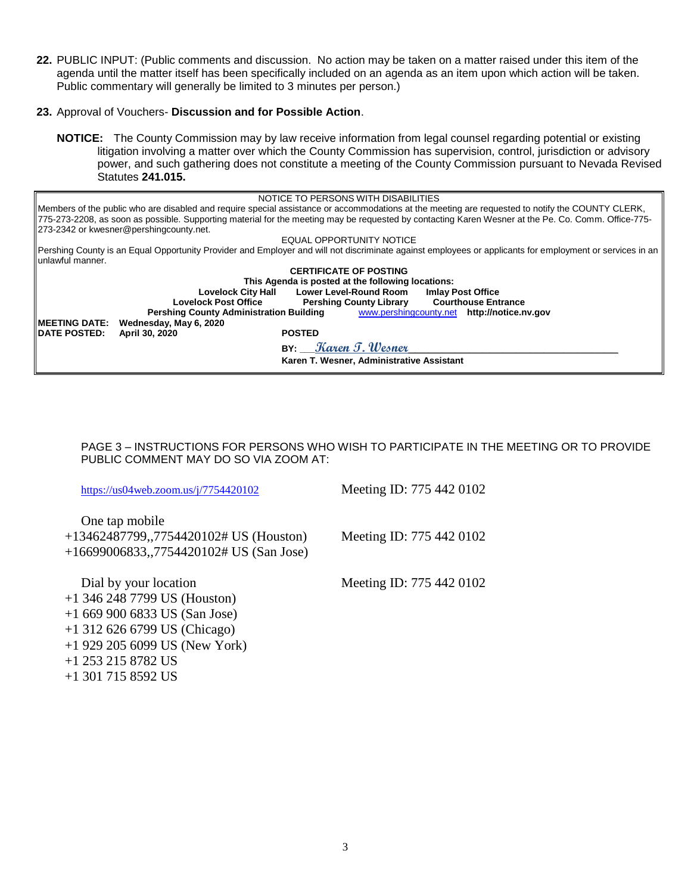22. PUBLIC INPUT: (Public comments and discussion. No action may be taken on a matter raised under this item of the agenda until the matter itself has been specifically included on an agenda as an item upon which action will be taken. Public commentary will generally be limited to 3 minutes per person.)

23. Approval of Vouchers- **Discussion and for Possible Action**.

**NOTICE:** The County Commission may by law receive information from legal counsel regarding potential or existing litigation involving a matter over which the County Commission has supervision, control, jurisdiction or advisory power, and such gathering does not constitute a meeting of the County Commission pursuant to Nevada Revised Statutes **241.015.**

NOTICE TO PERSONS WITH DISABILITIES

Members of the public who are disabled and require special assistance or accommodations at the meeting are requested to notify the COUNTY CLERK, 775-273-2208, as soon as possible. Supporting material for the meeting may be requested by contacting Karen Wesner at the Pe. Co. Comm. Office-775-273-2342 or kwesner@pershingcounty.net.

EQUAL OPPORTUNITY NOTICE

Pershing County is an Equal Opportunity Provider and Employer and will not discriminate against employees or applicants for employment or services in an unlawful manner.

**CERTIFICATE OF POSTING**

**This Agenda is posted at the following locations:**

**Lovelock City Hall** &nbsp; **Lower Level-Round Room** &nbsp; **Imlay Post Office**
**Lovelock Post Office** &nbsp; **Pershing County Library** &nbsp; **Courthouse Entrance**
**Pershing County Administration Building** &nbsp; www.pershingcounty.net &nbsp; **http://notice.nv.gov**

**MEETING DATE:** **Wednesday, May 6, 2020**
**DATE POSTED:** **April 30, 2020**

**POSTED**

**BY:** *Karen T. Wesner*

**Karen T. Wesner, Administrative Assistant**

PAGE 3 – INSTRUCTIONS FOR PERSONS WHO WISH TO PARTICIPATE IN THE MEETING OR TO PROVIDE PUBLIC COMMENT MAY DO SO VIA ZOOM AT:

https://us04web.zoom.us/j/7754420102 &nbsp; Meeting ID: 775 442 0102

One tap mobile &nbsp; Meeting ID: 775 442 0102
+13462487799,,7754420102# US (Houston)
+16699006833,,7754420102# US (San Jose)

Dial by your location &nbsp; Meeting ID: 775 442 0102
+1 346 248 7799 US (Houston)
+1 669 900 6833 US (San Jose)
+1 312 626 6799 US (Chicago)
+1 929 205 6099 US (New York)
+1 253 215 8782 US
+1 301 715 8592 US